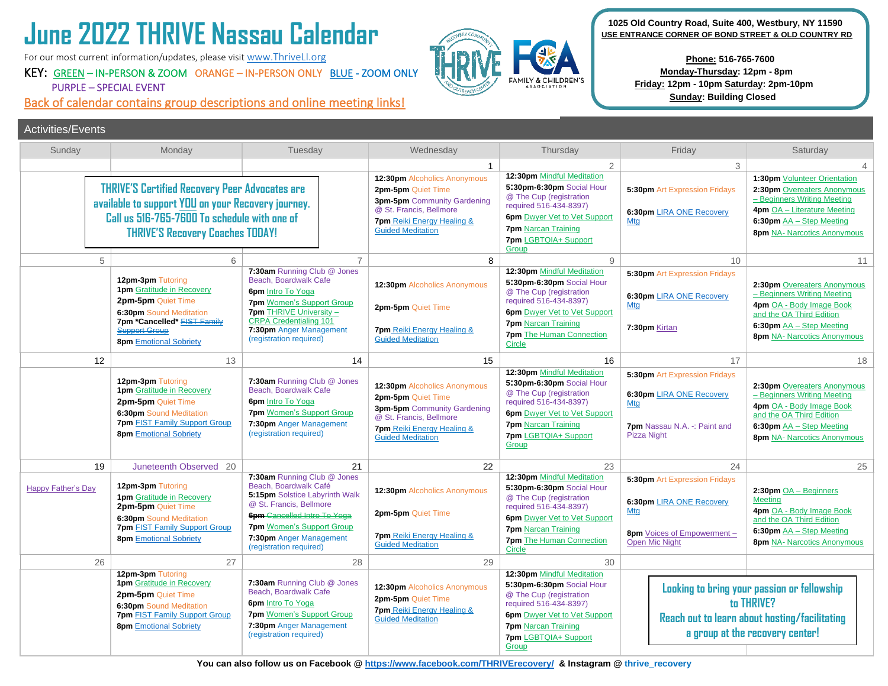# June 2022 THRIVE Nassau Calendar

For our most current information/updates, please visit www.ThriveLI.org

KEY: GREEN – IN-PERSON & ZOOM ORANGE – IN-PERSON ONLY BLUE - ZOOM ONLY PURPLE – SPECIAL EVENT

Back of calendar contains group descriptions and online meeting links!

1025 Old Country Road, Suite 400, Westbury, NY 11590
USE ENTRANCE CORNER OF BOND STREET & OLD COUNTRY RD

**Phone:** 516-765-7600
**Monday-Thursday:** 12pm - 8pm
**Friday:** 12pm - 10pm **Saturday:** 2pm-10pm
**Sunday:** Building Closed

## Activities/Events

| Sunday | Monday | Tuesday | Wednesday | Thursday | Friday | Saturday |
|---|---|---|---|---|---|---|
| THRIVE'S Certified Recovery Peer Advocates are available to support YOU on your Recovery journey. Call us 516-765-7600 To schedule with one of THRIVE'S Recovery Coaches TODAY! | | | **1**<br>**12:30pm** Alcoholics Anonymous<br>**2pm-5pm** Quiet Time<br>**3pm-5pm** Community Gardening @ St. Francis, Bellmore<br>**7pm** Reiki Energy Healing & Guided Meditation | **2**<br>**12:30pm** Mindful Meditation<br>**5:30pm-6:30pm** Social Hour @ The Cup (registration required 516-434-8397)<br>**6pm** Dwyer Vet to Vet Support<br>**7pm** Narcan Training<br>**7pm** LGBTQIA+ Support Group | **3**<br>**5:30pm** Art Expression Fridays<br>**6:30pm** LIRA ONE Recovery Mtg | **4**<br>**1:30pm** Volunteer Orientation<br>**2:30pm** Overeaters Anonymous – Beginners Writing Meeting<br>**4pm** OA – Literature Meeting<br>**6:30pm** AA – Step Meeting<br>**8pm** NA- Narcotics Anonymous |
| **5** | **6**<br>**12pm-3pm** Tutoring<br>**1pm** Gratitude in Recovery<br>**2pm-5pm** Quiet Time<br>**6:30pm** Sound Meditation<br>**7pm \*Cancelled\*** ~~FIST Family Support Group~~<br>**8pm** Emotional Sobriety | **7**<br>**7:30am** Running Club @ Jones Beach, Boardwalk Cafe<br>**6pm** Intro To Yoga<br>**7pm** Women's Support Group<br>**7pm** THRIVE University – CRPA Credentialing 101<br>**7:30pm** Anger Management (registration required) | **8**<br>**12:30pm** Alcoholics Anonymous<br>**2pm-5pm** Quiet Time<br>**7pm** Reiki Energy Healing & Guided Meditation | **9**<br>**12:30pm** Mindful Meditation<br>**5:30pm-6:30pm** Social Hour @ The Cup (registration required 516-434-8397)<br>**6pm** Dwyer Vet to Vet Support<br>**7pm** Narcan Training<br>**7pm** The Human Connection Circle | **10**<br>**5:30pm** Art Expression Fridays<br>**6:30pm** LIRA ONE Recovery Mtg<br>**7:30pm** Kirtan | **11**<br>**2:30pm** Overeaters Anonymous – Beginners Writing Meeting<br>**4pm** OA - Body Image Book and the OA Third Edition<br>**6:30pm** AA – Step Meeting<br>**8pm** NA- Narcotics Anonymous |
| **12** | **13**<br>**12pm-3pm** Tutoring<br>**1pm** Gratitude in Recovery<br>**2pm-5pm** Quiet Time<br>**6:30pm** Sound Meditation<br>**7pm** FIST Family Support Group<br>**8pm** Emotional Sobriety | **14**<br>**7:30am** Running Club @ Jones Beach, Boardwalk Cafe<br>**6pm** Intro To Yoga<br>**7pm** Women's Support Group<br>**7:30pm** Anger Management (registration required) | **15**<br>**12:30pm** Alcoholics Anonymous<br>**2pm-5pm** Quiet Time<br>**3pm-5pm** Community Gardening @ St. Francis, Bellmore<br>**7pm** Reiki Energy Healing & Guided Meditation | **16**<br>**12:30pm** Mindful Meditation<br>**5:30pm-6:30pm** Social Hour @ The Cup (registration required 516-434-8397)<br>**6pm** Dwyer Vet to Vet Support<br>**7pm** Narcan Training<br>**7pm** LGBTQIA+ Support Group | **17**<br>**5:30pm** Art Expression Fridays<br>**6:30pm** LIRA ONE Recovery Mtg<br>**7pm** Nassau N.A. -: Paint and Pizza Night | **18**<br>**2:30pm** Overeaters Anonymous – Beginners Writing Meeting<br>**4pm** OA - Body Image Book and the OA Third Edition<br>**6:30pm** AA – Step Meeting<br>**8pm** NA- Narcotics Anonymous |
| **19**<br>Happy Father's Day | Juneteenth Observed **20**<br>**12pm-3pm** Tutoring<br>**1pm** Gratitude in Recovery<br>**2pm-5pm** Quiet Time<br>**6:30pm** Sound Meditation<br>**7pm** FIST Family Support Group<br>**8pm** Emotional Sobriety | **21**<br>**7:30am** Running Club @ Jones Beach, Boardwalk Café<br>**5:15pm** Solstice Labyrinth Walk @ St. Francis, Bellmore<br>~~**6pm** Cancelled Intro To Yoga~~<br>**7pm** Women's Support Group<br>**7:30pm** Anger Management (registration required) | **22**<br>**12:30pm** Alcoholics Anonymous<br>**2pm-5pm** Quiet Time<br>**7pm** Reiki Energy Healing & Guided Meditation | **23**<br>**12:30pm** Mindful Meditation<br>**5:30pm-6:30pm** Social Hour @ The Cup (registration required 516-434-8397)<br>**6pm** Dwyer Vet to Vet Support<br>**7pm** Narcan Training<br>**7pm** The Human Connection Circle | **24**<br>**5:30pm** Art Expression Fridays<br>**6:30pm** LIRA ONE Recovery Mtg<br>**8pm** Voices of Empowerment – Open Mic Night | **25**<br>**2:30pm** OA – Beginners Meeting<br>**4pm** OA - Body Image Book and the OA Third Edition<br>**6:30pm** AA – Step Meeting<br>**8pm** NA- Narcotics Anonymous |
| **26** | **27**<br>**12pm-3pm** Tutoring<br>**1pm** Gratitude in Recovery<br>**2pm-5pm** Quiet Time<br>**6:30pm** Sound Meditation<br>**7pm** FIST Family Support Group<br>**8pm** Emotional Sobriety | **28**<br>**7:30am** Running Club @ Jones Beach, Boardwalk Cafe<br>**6pm** Intro To Yoga<br>**7pm** Women's Support Group<br>**7:30pm** Anger Management (registration required) | **29**<br>**12:30pm** Alcoholics Anonymous<br>**2pm-5pm** Quiet Time<br>**7pm** Reiki Energy Healing & Guided Meditation | **30**<br>**12:30pm** Mindful Meditation<br>**5:30pm-6:30pm** Social Hour @ The Cup (registration required 516-434-8397)<br>**6pm** Dwyer Vet to Vet Support<br>**7pm** Narcan Training<br>**7pm** LGBTQIA+ Support Group | Looking to bring your passion or fellowship to THRIVE? Reach out to learn about hosting/facilitating a group at the recovery center! | |

**You can also follow us on Facebook @ https://www.facebook.com/THRIVErecovery/ & Instagram @ thrive_recovery**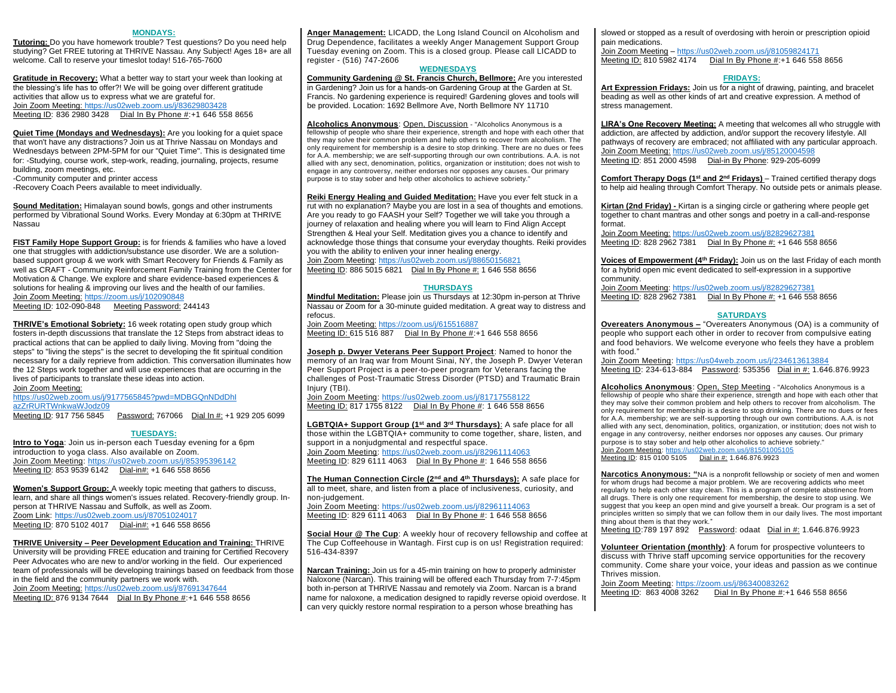## MONDAYS:

**Tutoring:** Do you have homework trouble? Test questions? Do you need help studying? Get FREE tutoring at THRIVE Nassau. Any Subject! Ages 18+ are all welcome. Call to reserve your timeslot today! 516-765-7600

**Gratitude in Recovery:** What a better way to start your week than looking at the blessing's life has to offer?! We will be going over different gratitude activities that allow us to express what we are grateful for.
Join Zoom Meeting: https://us02web.zoom.us/j/83629803428
Meeting ID: 836 2980 3428 Dial In By Phone #:+1 646 558 8656

**Quiet Time (Mondays and Wednesdays):** Are you looking for a quiet space that won't have any distractions? Join us at Thrive Nassau on Mondays and Wednesdays between 2PM-5PM for our "Quiet Time". This is designated time for: -Studying, course work, step-work, reading, journaling, projects, resume building, zoom meetings, etc.
-Community computer and printer access
-Recovery Coach Peers available to meet individually.

**Sound Meditation:** Himalayan sound bowls, gongs and other instruments performed by Vibrational Sound Works. Every Monday at 6:30pm at THRIVE Nassau

**FIST Family Hope Support Group:** is for friends & families who have a loved one that struggles with addiction/substance use disorder. We are a solution-based support group & we work with Smart Recovery for Friends & Family as well as CRAFT - Community Reinforcement Family Training from the Center for Motivation & Change. We explore and share evidence-based experiences & solutions for healing & improving our lives and the health of our families.
Join Zoom Meeting: https://zoom.us/j/102090848
Meeting ID: 102-090-848 Meeting Password: 244143

**THRIVE's Emotional Sobriety:** 16 week rotating open study group which fosters in-depth discussions that translate the 12 Steps from abstract ideas to practical actions that can be applied to daily living. Moving from "doing the steps" to "living the steps" is the secret to developing the fit spiritual condition necessary for a daily reprieve from addiction. This conversation illuminates how the 12 Steps work together and will use experiences that are occurring in the lives of participants to translate these ideas into action.
Join Zoom Meeting:
https://us02web.zoom.us/j/9177565845?pwd=MDBGQnNDdDhIazZrRURTWnkwaWJodz09
Meeting ID: 917 756 5845 Password: 767066 Dial In #: +1 929 205 6099

## TUESDAYS:

**Intro to Yoga**: Join us in-person each Tuesday evening for a 6pm introduction to yoga class. Also available on Zoom.
Join Zoom Meeting: https://us02web.zoom.us/j/85395396142
Meeting ID: 853 9539 6142 Dial-in#: +1 646 558 8656

**Women's Support Group:** A weekly topic meeting that gathers to discuss, learn, and share all things women's issues related. Recovery-friendly group. In-person at THRIVE Nassau and Suffolk, as well as Zoom.
Zoom Link: https://us02web.zoom.us/j/87051024017
Meeting ID: 870 5102 4017 Dial-in#: +1 646 558 8656

**THRIVE University – Peer Development Education and Training:** THRIVE University will be providing FREE education and training for Certified Recovery Peer Advocates who are new to and/or working in the field. Our experienced team of professionals will be developing trainings based on feedback from those in the field and the community partners we work with.
Join Zoom Meeting: https://us02web.zoom.us/j/87691347644
Meeting ID: 876 9134 7644 Dial In By Phone #:+1 646 558 8656

**Anger Management:** LICADD, the Long Island Council on Alcoholism and Drug Dependence, facilitates a weekly Anger Management Support Group Tuesday evening on Zoom. This is a closed group. Please call LICADD to register - (516) 747-2606

## WEDNESDAYS

**Community Gardening @ St. Francis Church, Bellmore:** Are you interested in Gardening? Join us for a hands-on Gardening Group at the Garden at St. Francis. No gardening experience is required! Gardening gloves and tools will be provided. Location: 1692 Bellmore Ave, North Bellmore NY 11710

**Alcoholics Anonymous**: Open, Discussion - "Alcoholics Anonymous is a fellowship of people who share their experience, strength and hope with each other that they may solve their common problem and help others to recover from alcoholism. The only requirement for membership is a desire to stop drinking. There are no dues or fees for A.A. membership; we are self-supporting through our own contributions. A.A. is not allied with any sect, denomination, politics, organization or institution; does not wish to engage in any controversy, neither endorses nor opposes any causes. Our primary purpose is to stay sober and help other alcoholics to achieve sobriety."

**Reiki Energy Healing and Guided Meditation:** Have you ever felt stuck in a rut with no explanation? Maybe you are lost in a sea of thoughts and emotions. Are you ready to go FAASH your Self? Together we will take you through a journey of relaxation and healing where you will learn to Find Align Accept Strengthen & Heal your Self. Meditation gives you a chance to identify and acknowledge those things that consume your everyday thoughts. Reiki provides you with the ability to enliven your inner healing energy.
Join Zoom Meeting: https://us02web.zoom.us/j/88650156821
Meeting ID: 886 5015 6821 Dial In By Phone #: 1 646 558 8656

## THURSDAYS

**Mindful Meditation:** Please join us Thursdays at 12:30pm in-person at Thrive Nassau or Zoom for a 30-minute guided meditation. A great way to distress and refocus.
Join Zoom Meeting: https://zoom.us/j/615516887
Meeting ID: 615 516 887 Dial In By Phone #:+1 646 558 8656

**Joseph p. Dwyer Veterans Peer Support Project**: Named to honor the memory of an Iraq war from Mount Sinai, NY, the Joseph P. Dwyer Veteran Peer Support Project is a peer-to-peer program for Veterans facing the challenges of Post-Traumatic Stress Disorder (PTSD) and Traumatic Brain Injury (TBI).
Join Zoom Meeting: https://us02web.zoom.us/j/81717558122
Meeting ID: 817 1755 8122 Dial In By Phone #: 1 646 558 8656

**LGBTQIA+ Support Group (1st and 3rd Thursdays)**: A safe place for all those within the LGBTQIA+ community to come together, share, listen, and support in a nonjudgmental and respectful space.
Join Zoom Meeting: https://us02web.zoom.us/j/82961114063
Meeting ID: 829 6111 4063 Dial In By Phone #: 1 646 558 8656

**The Human Connection Circle (2nd and 4th Thursdays):** A safe place for all to meet, share, and listen from a place of inclusiveness, curiosity, and non-judgement.
Join Zoom Meeting: https://us02web.zoom.us/j/82961114063
Meeting ID: 829 6111 4063 Dial In By Phone #: 1 646 558 8656

**Social Hour @ The Cup**: A weekly hour of recovery fellowship and coffee at The Cup Coffeehouse in Wantagh. First cup is on us! Registration required: 516-434-8397

**Narcan Training:** Join us for a 45-min training on how to properly administer Naloxone (Narcan). This training will be offered each Thursday from 7-7:45pm both in-person at THRIVE Nassau and remotely via Zoom. Narcan is a brand name for naloxone, a medication designed to rapidly reverse opioid overdose. It can very quickly restore normal respiration to a person whose breathing has slowed or stopped as a result of overdosing with heroin or prescription opioid pain medications.
Join Zoom Meeting – https://us02web.zoom.us/j/81059824171
Meeting ID: 810 5982 4174 Dial In By Phone #:+1 646 558 8656

## FRIDAYS:

**Art Expression Fridays:** Join us for a night of drawing, painting, and bracelet beading as well as other kinds of art and creative expression. A method of stress management.

**LIRA's One Recovery Meeting:** A meeting that welcomes all who struggle with addiction, are affected by addiction, and/or support the recovery lifestyle. All pathways of recovery are embraced; not affiliated with any particular approach.
Join Zoom Meeting: https://us02web.zoom.us/j/85120004598
Meeting ID: 851 2000 4598 Dial-in By Phone: 929-205-6099

**Comfort Therapy Dogs (1st and 2nd Fridays)** – Trained certified therapy dogs to help aid healing through Comfort Therapy. No outside pets or animals please.

**Kirtan (2nd Friday) -** Kirtan is a singing circle or gathering where people get together to chant mantras and other songs and poetry in a call-and-response format.
Join Zoom Meeting: https://us02web.zoom.us/j/82829627381
Meeting ID: 828 2962 7381 Dial In By Phone #: +1 646 558 8656

**Voices of Empowerment (4th Friday):** Join us on the last Friday of each month for a hybrid open mic event dedicated to self-expression in a supportive community.
Join Zoom Meeting: https://us02web.zoom.us/j/82829627381
Meeting ID: 828 2962 7381 Dial In By Phone #: +1 646 558 8656

## SATURDAYS

**Overeaters Anonymous –** "Overeaters Anonymous (OA) is a community of people who support each other in order to recover from compulsive eating and food behaviors. We welcome everyone who feels they have a problem with food."
Join Zoom Meeting: https://us04web.zoom.us/j/234613613884
Meeting ID: 234-613-884 Password: 535356 Dial in #: 1.646.876.9923

**Alcoholics Anonymous**: Open, Step Meeting - "Alcoholics Anonymous is a fellowship of people who share their experience, strength and hope with each other that they may solve their common problem and help others to recover from alcoholism. The only requirement for membership is a desire to stop drinking. There are no dues or fees for A.A. membership; we are self-supporting through our own contributions. A.A. is not allied with any sect, denomination, politics, organization, or institution; does not wish to engage in any controversy, neither endorses nor opposes any causes. Our primary purpose is to stay sober and help other alcoholics to achieve sobriety."
Join Zoom Meeting: https://us02web.zoom.us/j/81501005105
Meeting ID: 815 0100 5105 Dial in #: 1.646.876.9923

**Narcotics Anonymous:** "NA is a nonprofit fellowship or society of men and women for whom drugs had become a major problem. We are recovering addicts who meet regularly to help each other stay clean. This is a program of complete abstinence from all drugs. There is only one requirement for membership, the desire to stop using. We suggest that you keep an open mind and give yourself a break. Our program is a set of principles written so simply that we can follow them in our daily lives. The most important thing about them is that they work."
Meeting ID:789 197 892 Password: odaat Dial in #: 1.646.876.9923

**Volunteer Orientation (monthly)**: A forum for prospective volunteers to discuss with Thrive staff upcoming service opportunities for the recovery community. Come share your voice, your ideas and passion as we continue Thrives mission.
Join Zoom Meeting: https://zoom.us/j/86340083262
Meeting ID: 863 4008 3262 Dial In By Phone #:+1 646 558 8656